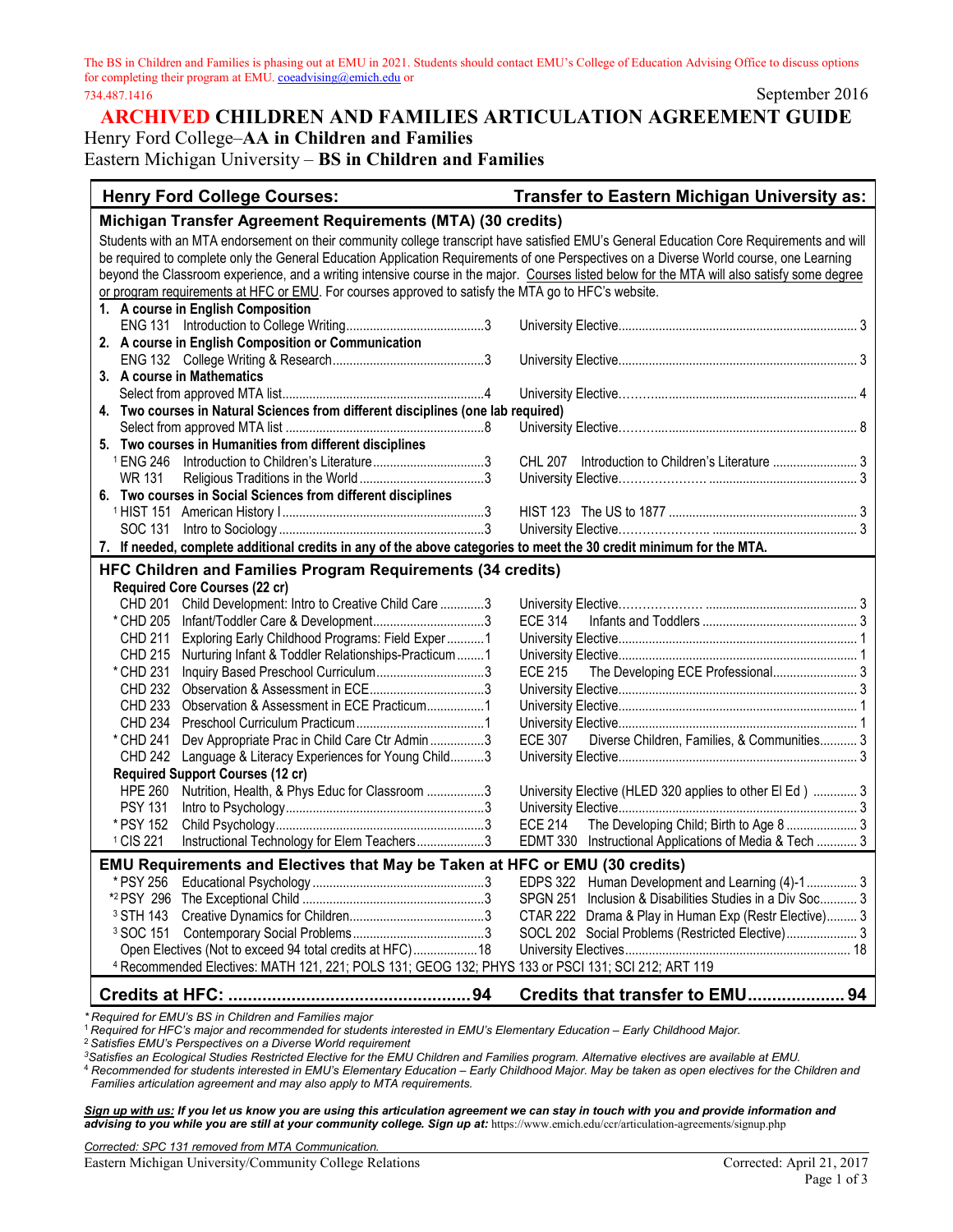The BS in Children and Families is phasing out at EMU in 2021. Students should contact EMU's College of Education Advising Office to discuss options for completing their program at EMU. coeadvising@emich.edu or 734.487.1416

September 2016

# ARCHIVED CHILDREN AND FAMILIES ARTICULATION AGREEMENT GUIDE

## Henry Ford College–**AA in Children and Families**
## Eastern Michigan University – **BS in Children and Families**

| Henry Ford College Courses: | Transfer to Eastern Michigan University as: |
|---|---|
| **Michigan Transfer Agreement Requirements (MTA) (30 credits)** | |
| Students with an MTA endorsement on their community college transcript have satisfied EMU's General Education Core Requirements and will be required to complete only the General Education Application Requirements of one Perspectives on a Diverse World course, one Learning beyond the Classroom experience, and a writing intensive course in the major. Courses listed below for the MTA will also satisfy some degree or program requirements at HFC or EMU. For courses approved to satisfy the MTA go to HFC's website. | |
| **1. A course in English Composition** | |
| ENG 131 Introduction to College Writing ... 3 | University Elective ... 3 |
| **2. A course in English Composition or Communication** | |
| ENG 132 College Writing & Research ... 3 | University Elective ... 3 |
| **3. A course in Mathematics** | |
| Select from approved MTA list ... 4 | University Elective ... 4 |
| **4. Two courses in Natural Sciences from different disciplines (one lab required)** | |
| Select from approved MTA list ... 8 | University Elective ... 8 |
| **5. Two courses in Humanities from different disciplines** | |
| [1] ENG 246 Introduction to Children's Literature ... 3 | CHL 207 Introduction to Children's Literature ... 3 |
| WR 131 Religious Traditions in the World ... 3 | University Elective ... 3 |
| **6. Two courses in Social Sciences from different disciplines** | |
| [1] HIST 151 American History I ... 3 | HIST 123 The US to 1877 ... 3 |
| SOC 131 Intro to Sociology ... 3 | University Elective ... 3 |
| **7. If needed, complete additional credits in any of the above categories to meet the 30 credit minimum for the MTA.** | |
| **HFC Children and Families Program Requirements (34 credits)** | |
| **Required Core Courses (22 cr)** | |
| CHD 201 Child Development: Intro to Creative Child Care ... 3 | University Elective ... 3 |
| * CHD 205 Infant/Toddler Care & Development ... 3 | ECE 314 Infants and Toddlers ... 3 |
| CHD 211 Exploring Early Childhood Programs: Field Exper ... 1 | University Elective ... 1 |
| CHD 215 Nurturing Infant & Toddler Relationships-Practicum ... 1 | University Elective ... 1 |
| * CHD 231 Inquiry Based Preschool Curriculum ... 3 | ECE 215 The Developing ECE Professional ... 3 |
| CHD 232 Observation & Assessment in ECE ... 3 | University Elective ... 3 |
| CHD 233 Observation & Assessment in ECE Practicum ... 1 | University Elective ... 1 |
| CHD 234 Preschool Curriculum Practicum ... 1 | University Elective ... 1 |
| * CHD 241 Dev Appropriate Prac in Child Care Ctr Admin ... 3 | ECE 307 Diverse Children, Families, & Communities ... 3 |
| CHD 242 Language & Literacy Experiences for Young Child ... 3 | University Elective ... 3 |
| **Required Support Courses (12 cr)** | |
| HPE 260 Nutrition, Health, & Phys Educ for Classroom ... 3 | University Elective (HLED 320 applies to other El Ed) ... 3 |
| PSY 131 Intro to Psychology ... 3 | University Elective ... 3 |
| * PSY 152 Child Psychology ... 3 | ECE 214 The Developing Child; Birth to Age 8 ... 3 |
| [1] CIS 221 Instructional Technology for Elem Teachers ... 3 | EDMT 330 Instructional Applications of Media & Tech ... 3 |
| **EMU Requirements and Electives that May be Taken at HFC or EMU (30 credits)** | |
| * PSY 256 Educational Psychology ... 3 | EDPS 322 Human Development and Learning (4)-1 ... 3 |
| *[2] PSY 296 The Exceptional Child ... 3 | SPGN 251 Inclusion & Disabilities Studies in a Div Soc ... 3 |
| [3] STH 143 Creative Dynamics for Children ... 3 | CTAR 222 Drama & Play in Human Exp (Restr Elective) ... 3 |
| [3] SOC 151 Contemporary Social Problems ... 3 | SOCL 202 Social Problems (Restricted Elective) ... 3 |
| Open Electives (Not to exceed 94 total credits at HFC) ... 18 | University Electives ... 18 |
| [4] Recommended Electives: MATH 121, 221; POLS 131; GEOG 132; PHYS 133 or PSCI 131; SCI 212; ART 119 | |
| **Credits at HFC: ... 94** | **Credits that transfer to EMU ... 94** |

*\* Required for EMU's BS in Children and Families major*
[1] *Required for HFC's major and recommended for students interested in EMU's Elementary Education – Early Childhood Major.*
[2] *Satisfies EMU's Perspectives on a Diverse World requirement*
[3] *Satisfies an Ecological Studies Restricted Elective for the EMU Children and Families program. Alternative electives are available at EMU.*
[4] *Recommended for students interested in EMU's Elementary Education – Early Childhood Major. May be taken as open electives for the Children and Families articulation agreement and may also apply to MTA requirements.*

***Sign up with us:** If you let us know you are using this articulation agreement we can stay in touch with you and provide information and advising to you while you are still at your community college. Sign up at:* https://www.emich.edu/ccr/articulation-agreements/signup.php

*Corrected: SPC 131 removed from MTA Communication.*

Eastern Michigan University/Community College Relations — Corrected: April 21, 2017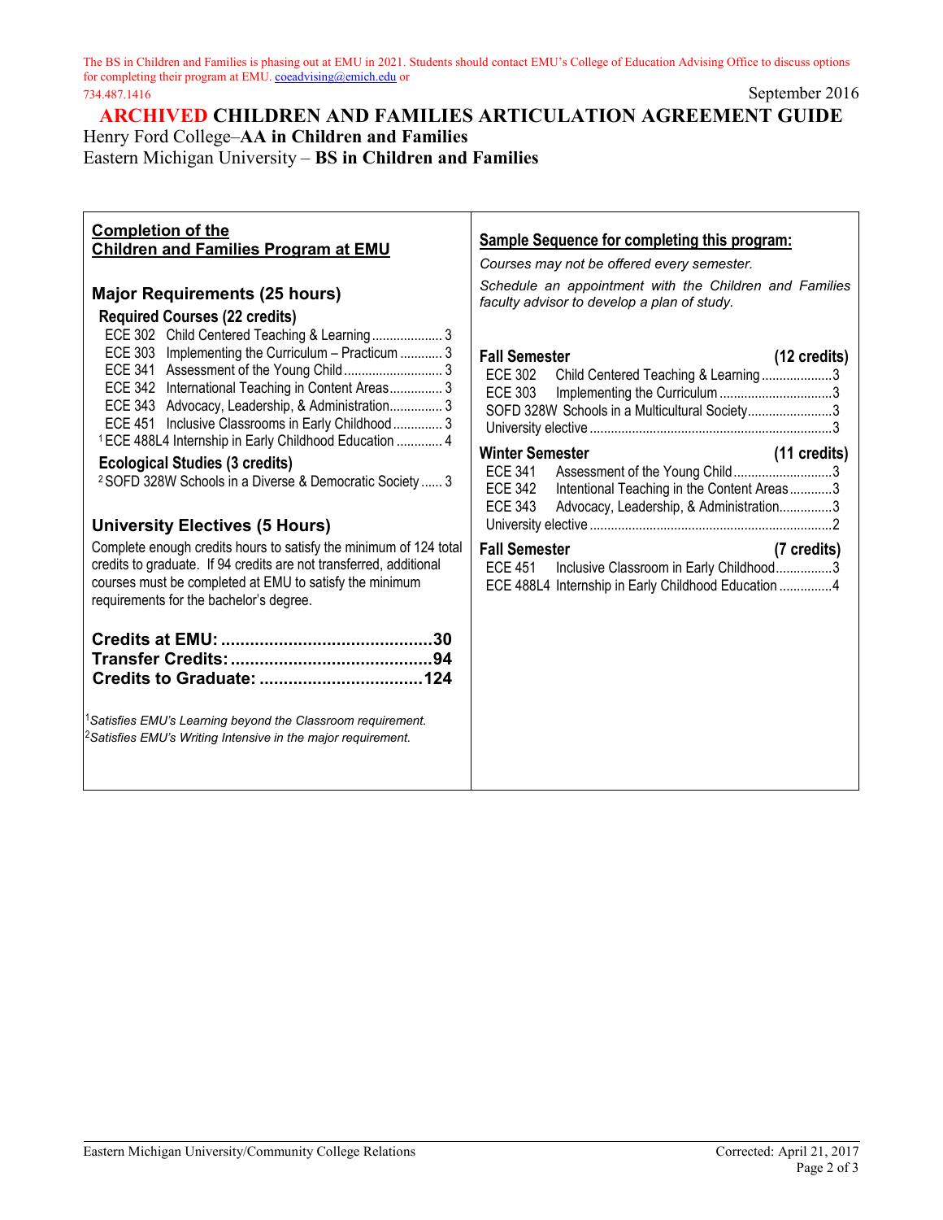The BS in Children and Families is phasing out at EMU in 2021. Students should contact EMU's College of Education Advising Office to discuss options for completing their program at EMU. coeadvising@emich.edu or 734.487.1416

September 2016

# ARCHIVED CHILDREN AND FAMILIES ARTICULATION AGREEMENT GUIDE

Henry Ford College–**AA in Children and Families**
Eastern Michigan University – **BS in Children and Families**

## Completion of the Children and Families Program at EMU

### Major Requirements (25 hours)

**Required Courses (22 credits)**

- ECE 302 Child Centered Teaching & Learning .................... 3
- ECE 303 Implementing the Curriculum – Practicum ............ 3
- ECE 341 Assessment of the Young Child ............................ 3
- ECE 342 International Teaching in Content Areas ............... 3
- ECE 343 Advocacy, Leadership, & Administration ............... 3
- ECE 451 Inclusive Classrooms in Early Childhood .............. 3
- [1] ECE 488L4 Internship in Early Childhood Education ............. 4

**Ecological Studies (3 credits)**

- [2] SOFD 328W Schools in a Diverse & Democratic Society ...... 3

### University Electives (5 Hours)

Complete enough credits hours to satisfy the minimum of 124 total credits to graduate. If 94 credits are not transferred, additional courses must be completed at EMU to satisfy the minimum requirements for the bachelor's degree.

**Credits at EMU: ...........................................30**
**Transfer Credits: .........................................94**
**Credits to Graduate: ..................................124**

[1] *Satisfies EMU's Learning beyond the Classroom requirement.*
[2] *Satisfies EMU's Writing Intensive in the major requirement.*

## Sample Sequence for completing this program:

*Courses may not be offered every semester.*

*Schedule an appointment with the Children and Families faculty advisor to develop a plan of study.*

**Fall Semester (12 credits)**

- ECE 302 Child Centered Teaching & Learning ....................3
- ECE 303 Implementing the Curriculum ................................3
- SOFD 328W Schools in a Multicultural Society........................3
- University elective ....................................................................3

**Winter Semester (11 credits)**

- ECE 341 Assessment of the Young Child ............................3
- ECE 342 Intentional Teaching in the Content Areas ............3
- ECE 343 Advocacy, Leadership, & Administration...............3
- University elective ....................................................................2

**Fall Semester (7 credits)**

- ECE 451 Inclusive Classroom in Early Childhood................3
- ECE 488L4 Internship in Early Childhood Education ...............4

Eastern Michigan University/Community College Relations — Corrected: April 21, 2017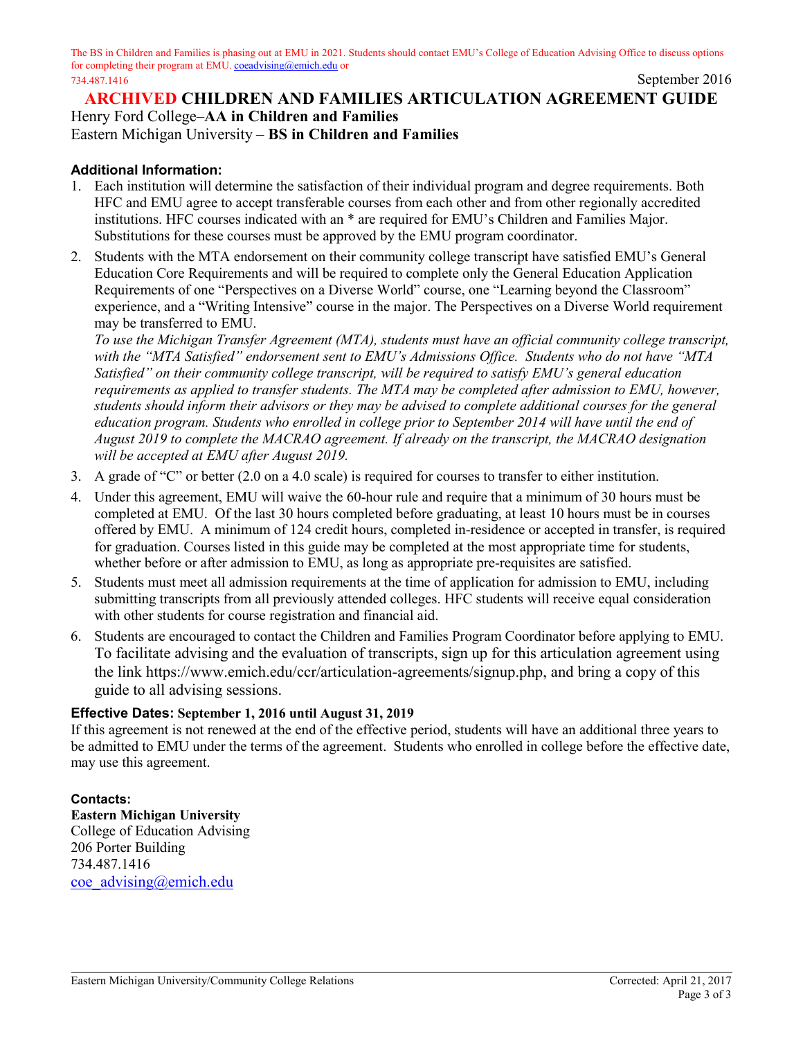The BS in Children and Families is phasing out at EMU in 2021. Students should contact EMU's College of Education Advising Office to discuss options for completing their program at EMU. coeadvising@emich.edu or 734.487.1416

September 2016

# ARCHIVED CHILDREN AND FAMILIES ARTICULATION AGREEMENT GUIDE

Henry Ford College–**AA in Children and Families**
Eastern Michigan University – **BS in Children and Families**

### Additional Information:

1. Each institution will determine the satisfaction of their individual program and degree requirements. Both HFC and EMU agree to accept transferable courses from each other and from other regionally accredited institutions. HFC courses indicated with an * are required for EMU's Children and Families Major. Substitutions for these courses must be approved by the EMU program coordinator.
2. Students with the MTA endorsement on their community college transcript have satisfied EMU's General Education Core Requirements and will be required to complete only the General Education Application Requirements of one "Perspectives on a Diverse World" course, one "Learning beyond the Classroom" experience, and a "Writing Intensive" course in the major. The Perspectives on a Diverse World requirement may be transferred to EMU.
   *To use the Michigan Transfer Agreement (MTA), students must have an official community college transcript, with the "MTA Satisfied" endorsement sent to EMU's Admissions Office. Students who do not have "MTA Satisfied" on their community college transcript, will be required to satisfy EMU's general education requirements as applied to transfer students. The MTA may be completed after admission to EMU, however, students should inform their advisors or they may be advised to complete additional courses for the general education program. Students who enrolled in college prior to September 2014 will have until the end of August 2019 to complete the MACRAO agreement. If already on the transcript, the MACRAO designation will be accepted at EMU after August 2019.*
3. A grade of "C" or better (2.0 on a 4.0 scale) is required for courses to transfer to either institution.
4. Under this agreement, EMU will waive the 60-hour rule and require that a minimum of 30 hours must be completed at EMU. Of the last 30 hours completed before graduating, at least 10 hours must be in courses offered by EMU. A minimum of 124 credit hours, completed in-residence or accepted in transfer, is required for graduation. Courses listed in this guide may be completed at the most appropriate time for students, whether before or after admission to EMU, as long as appropriate pre-requisites are satisfied.
5. Students must meet all admission requirements at the time of application for admission to EMU, including submitting transcripts from all previously attended colleges. HFC students will receive equal consideration with other students for course registration and financial aid.
6. Students are encouraged to contact the Children and Families Program Coordinator before applying to EMU. To facilitate advising and the evaluation of transcripts, sign up for this articulation agreement using the link https://www.emich.edu/ccr/articulation-agreements/signup.php, and bring a copy of this guide to all advising sessions.

### Effective Dates: September 1, 2016 until August 31, 2019

If this agreement is not renewed at the end of the effective period, students will have an additional three years to be admitted to EMU under the terms of the agreement. Students who enrolled in college before the effective date, may use this agreement.

### Contacts:

**Eastern Michigan University**
College of Education Advising
206 Porter Building
734.487.1416
coe_advising@emich.edu

Eastern Michigan University/Community College Relations

Corrected: April 21, 2017